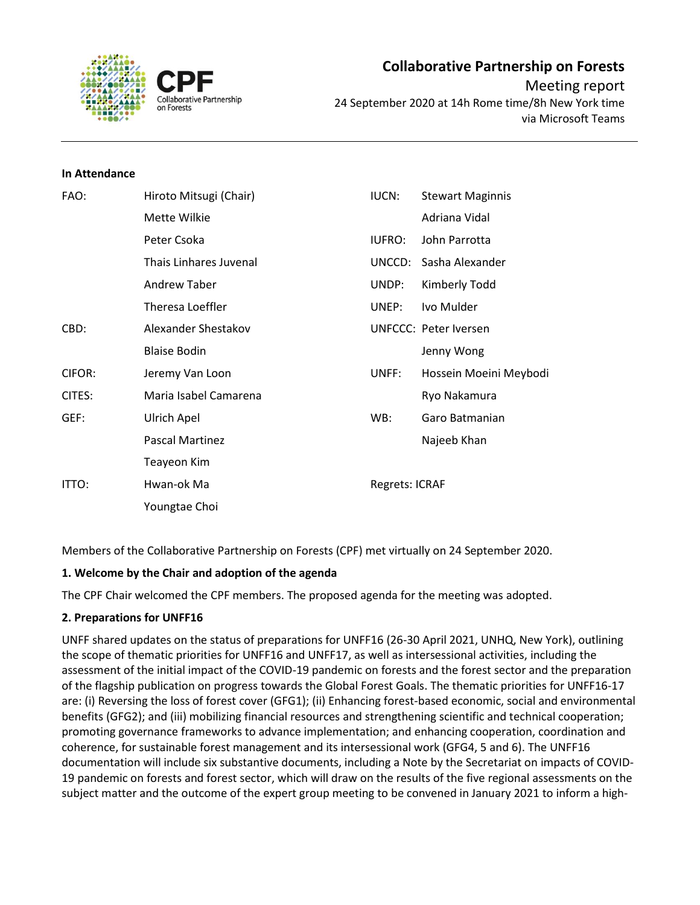# Collaborative Partnership on Forests

Meeting report

24 September 2020 at 14h Rome time/8h New York time

via Microsoft Teams

**In Attendance**

| | | | |
|---|---|---|---|
| FAO: | Hiroto Mitsugi (Chair) | IUCN: | Stewart Maginnis |
| | Mette Wilkie | | Adriana Vidal |
| | Peter Csoka | IUFRO: | John Parrotta |
| | Thais Linhares Juvenal | UNCCD: | Sasha Alexander |
| | Andrew Taber | UNDP: | Kimberly Todd |
| | Theresa Loeffler | UNEP: | Ivo Mulder |
| CBD: | Alexander Shestakov | UNFCCC: | Peter Iversen |
| | Blaise Bodin | | Jenny Wong |
| CIFOR: | Jeremy Van Loon | UNFF: | Hossein Moeini Meybodi |
| CITES: | Maria Isabel Camarena | | Ryo Nakamura |
| GEF: | Ulrich Apel | WB: | Garo Batmanian |
| | Pascal Martinez | | Najeeb Khan |
| | Teayeon Kim | | |
| ITTO: | Hwan-ok Ma | Regrets: ICRAF | |
| | Youngtae Choi | | |

Members of the Collaborative Partnership on Forests (CPF) met virtually on 24 September 2020.

**1. Welcome by the Chair and adoption of the agenda**

The CPF Chair welcomed the CPF members. The proposed agenda for the meeting was adopted.

**2. Preparations for UNFF16**

UNFF shared updates on the status of preparations for UNFF16 (26-30 April 2021, UNHQ, New York), outlining the scope of thematic priorities for UNFF16 and UNFF17, as well as intersessional activities, including the assessment of the initial impact of the COVID-19 pandemic on forests and the forest sector and the preparation of the flagship publication on progress towards the Global Forest Goals. The thematic priorities for UNFF16-17 are: (i) Reversing the loss of forest cover (GFG1); (ii) Enhancing forest-based economic, social and environmental benefits (GFG2); and (iii) mobilizing financial resources and strengthening scientific and technical cooperation; promoting governance frameworks to advance implementation; and enhancing cooperation, coordination and coherence, for sustainable forest management and its intersessional work (GFG4, 5 and 6). The UNFF16 documentation will include six substantive documents, including a Note by the Secretariat on impacts of COVID-19 pandemic on forests and forest sector, which will draw on the results of the five regional assessments on the subject matter and the outcome of the expert group meeting to be convened in January 2021 to inform a high-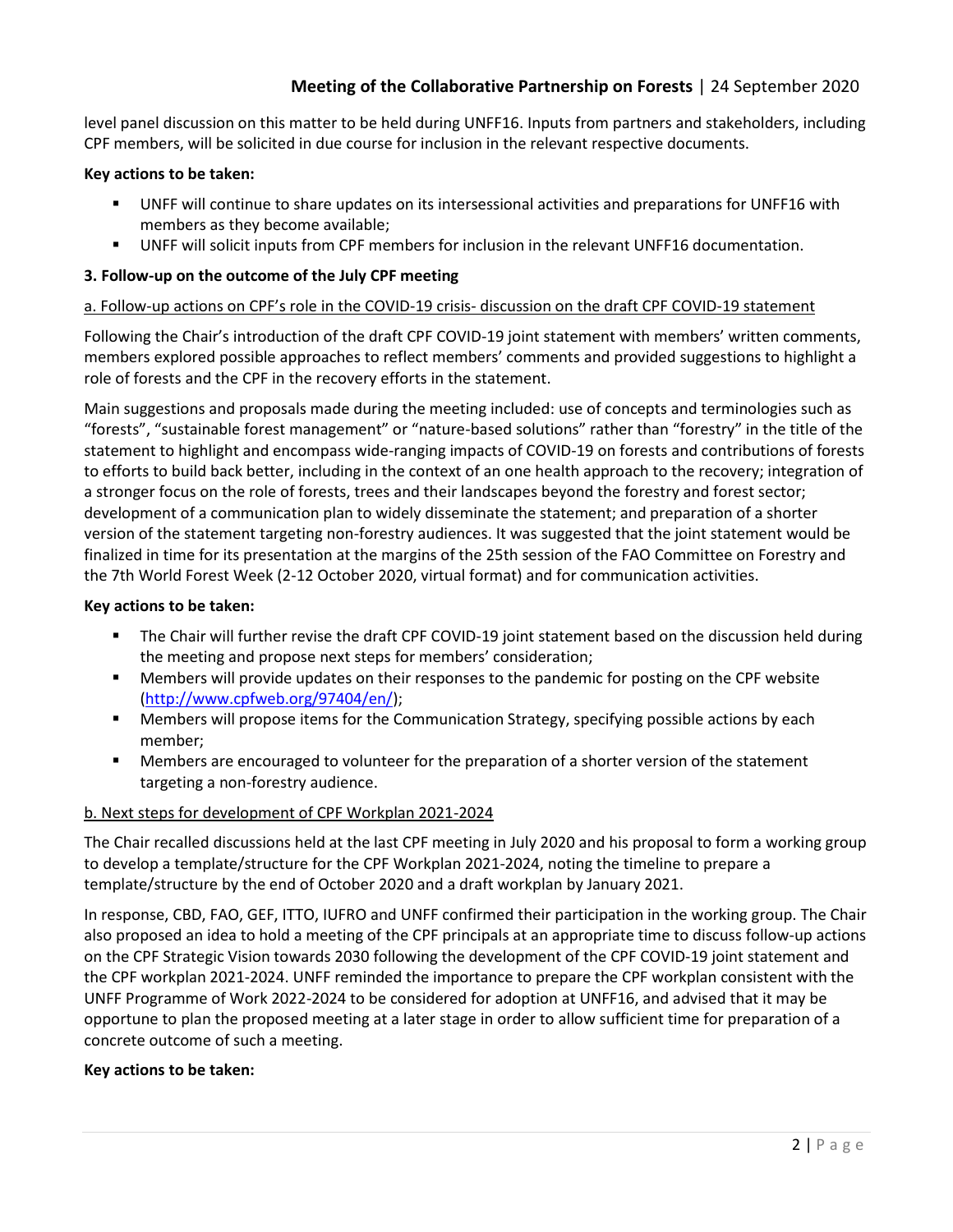level panel discussion on this matter to be held during UNFF16. Inputs from partners and stakeholders, including CPF members, will be solicited in due course for inclusion in the relevant respective documents.

**Key actions to be taken:**

- UNFF will continue to share updates on its intersessional activities and preparations for UNFF16 with members as they become available;
- UNFF will solicit inputs from CPF members for inclusion in the relevant UNFF16 documentation.

**3. Follow-up on the outcome of the July CPF meeting**

<u>a. Follow-up actions on CPF's role in the COVID-19 crisis- discussion on the draft CPF COVID-19 statement</u>

Following the Chair's introduction of the draft CPF COVID-19 joint statement with members' written comments, members explored possible approaches to reflect members' comments and provided suggestions to highlight a role of forests and the CPF in the recovery efforts in the statement.

Main suggestions and proposals made during the meeting included: use of concepts and terminologies such as "forests", "sustainable forest management" or "nature-based solutions" rather than "forestry" in the title of the statement to highlight and encompass wide-ranging impacts of COVID-19 on forests and contributions of forests to efforts to build back better, including in the context of an one health approach to the recovery; integration of a stronger focus on the role of forests, trees and their landscapes beyond the forestry and forest sector; development of a communication plan to widely disseminate the statement; and preparation of a shorter version of the statement targeting non-forestry audiences. It was suggested that the joint statement would be finalized in time for its presentation at the margins of the 25th session of the FAO Committee on Forestry and the 7th World Forest Week (2-12 October 2020, virtual format) and for communication activities.

**Key actions to be taken:**

- The Chair will further revise the draft CPF COVID-19 joint statement based on the discussion held during the meeting and propose next steps for members' consideration;
- Members will provide updates on their responses to the pandemic for posting on the CPF website (http://www.cpfweb.org/97404/en/);
- Members will propose items for the Communication Strategy, specifying possible actions by each member;
- Members are encouraged to volunteer for the preparation of a shorter version of the statement targeting a non-forestry audience.

<u>b. Next steps for development of CPF Workplan 2021-2024</u>

The Chair recalled discussions held at the last CPF meeting in July 2020 and his proposal to form a working group to develop a template/structure for the CPF Workplan 2021-2024, noting the timeline to prepare a template/structure by the end of October 2020 and a draft workplan by January 2021.

In response, CBD, FAO, GEF, ITTO, IUFRO and UNFF confirmed their participation in the working group. The Chair also proposed an idea to hold a meeting of the CPF principals at an appropriate time to discuss follow-up actions on the CPF Strategic Vision towards 2030 following the development of the CPF COVID-19 joint statement and the CPF workplan 2021-2024. UNFF reminded the importance to prepare the CPF workplan consistent with the UNFF Programme of Work 2022-2024 to be considered for adoption at UNFF16, and advised that it may be opportune to plan the proposed meeting at a later stage in order to allow sufficient time for preparation of a concrete outcome of such a meeting.

**Key actions to be taken:**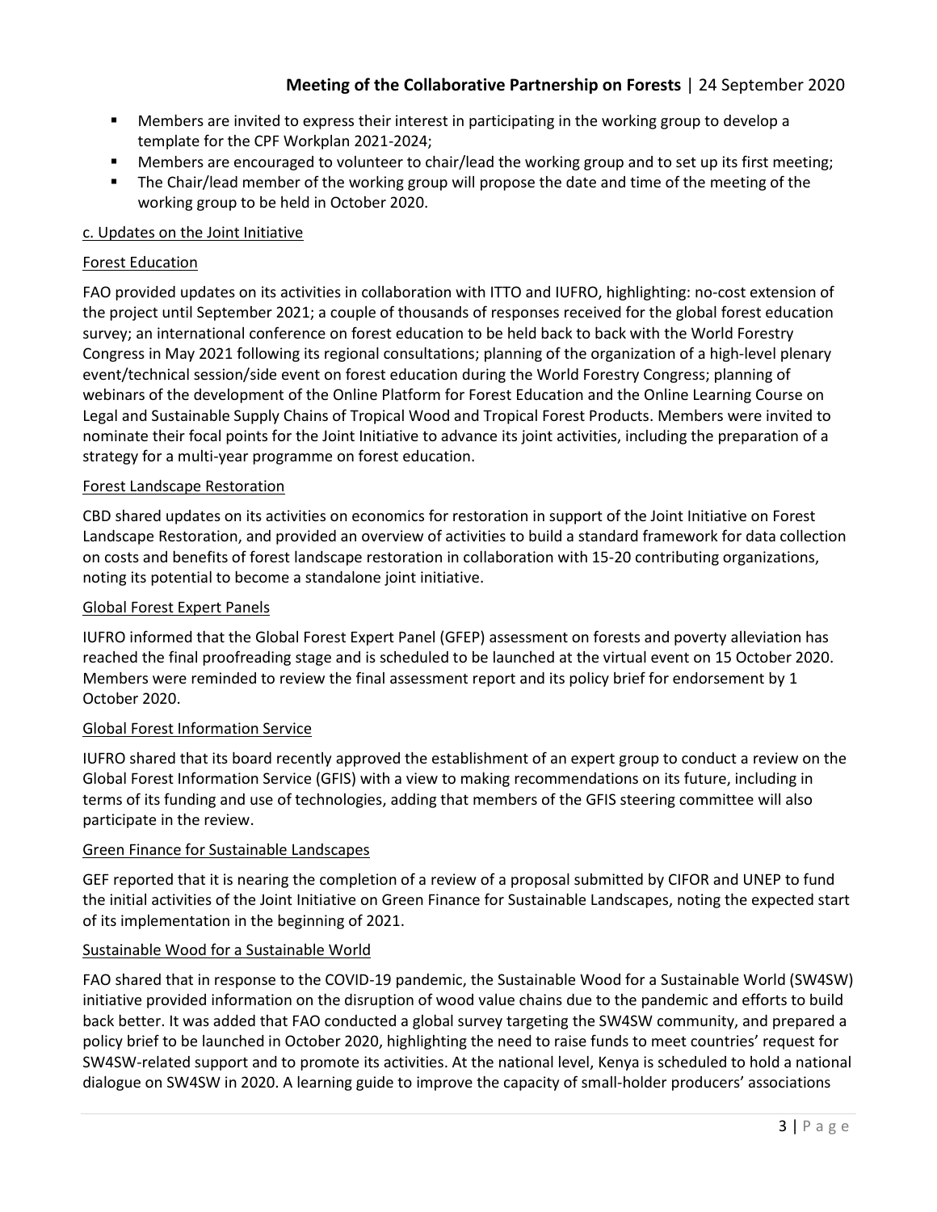- Members are invited to express their interest in participating in the working group to develop a template for the CPF Workplan 2021-2024;
- Members are encouraged to volunteer to chair/lead the working group and to set up its first meeting;
- The Chair/lead member of the working group will propose the date and time of the meeting of the working group to be held in October 2020.

<u>c. Updates on the Joint Initiative</u>

<u>Forest Education</u>

FAO provided updates on its activities in collaboration with ITTO and IUFRO, highlighting: no-cost extension of the project until September 2021; a couple of thousands of responses received for the global forest education survey; an international conference on forest education to be held back to back with the World Forestry Congress in May 2021 following its regional consultations; planning of the organization of a high-level plenary event/technical session/side event on forest education during the World Forestry Congress; planning of webinars of the development of the Online Platform for Forest Education and the Online Learning Course on Legal and Sustainable Supply Chains of Tropical Wood and Tropical Forest Products. Members were invited to nominate their focal points for the Joint Initiative to advance its joint activities, including the preparation of a strategy for a multi-year programme on forest education.

<u>Forest Landscape Restoration</u>

CBD shared updates on its activities on economics for restoration in support of the Joint Initiative on Forest Landscape Restoration, and provided an overview of activities to build a standard framework for data collection on costs and benefits of forest landscape restoration in collaboration with 15-20 contributing organizations, noting its potential to become a standalone joint initiative.

<u>Global Forest Expert Panels</u>

IUFRO informed that the Global Forest Expert Panel (GFEP) assessment on forests and poverty alleviation has reached the final proofreading stage and is scheduled to be launched at the virtual event on 15 October 2020. Members were reminded to review the final assessment report and its policy brief for endorsement by 1 October 2020.

<u>Global Forest Information Service</u>

IUFRO shared that its board recently approved the establishment of an expert group to conduct a review on the Global Forest Information Service (GFIS) with a view to making recommendations on its future, including in terms of its funding and use of technologies, adding that members of the GFIS steering committee will also participate in the review.

<u>Green Finance for Sustainable Landscapes</u>

GEF reported that it is nearing the completion of a review of a proposal submitted by CIFOR and UNEP to fund the initial activities of the Joint Initiative on Green Finance for Sustainable Landscapes, noting the expected start of its implementation in the beginning of 2021.

<u>Sustainable Wood for a Sustainable World</u>

FAO shared that in response to the COVID-19 pandemic, the Sustainable Wood for a Sustainable World (SW4SW) initiative provided information on the disruption of wood value chains due to the pandemic and efforts to build back better. It was added that FAO conducted a global survey targeting the SW4SW community, and prepared a policy brief to be launched in October 2020, highlighting the need to raise funds to meet countries' request for SW4SW-related support and to promote its activities. At the national level, Kenya is scheduled to hold a national dialogue on SW4SW in 2020. A learning guide to improve the capacity of small-holder producers' associations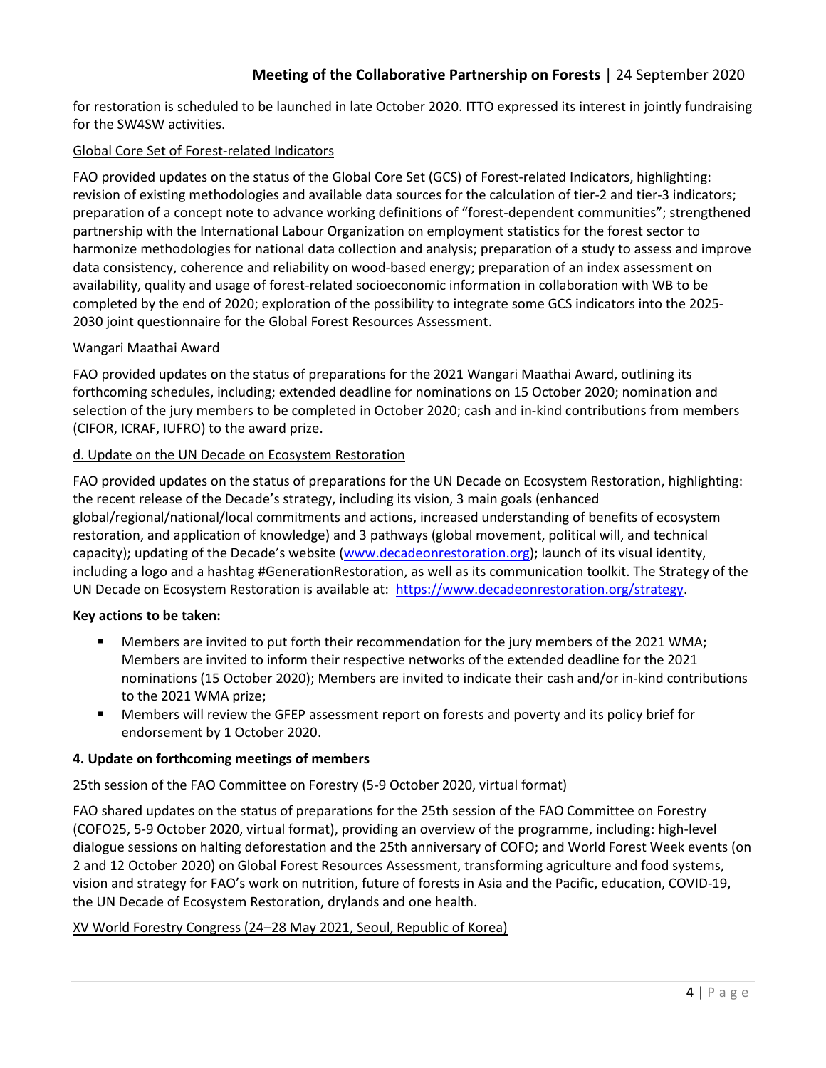for restoration is scheduled to be launched in late October 2020. ITTO expressed its interest in jointly fundraising for the SW4SW activities.

Global Core Set of Forest-related Indicators

FAO provided updates on the status of the Global Core Set (GCS) of Forest-related Indicators, highlighting: revision of existing methodologies and available data sources for the calculation of tier-2 and tier-3 indicators; preparation of a concept note to advance working definitions of "forest-dependent communities"; strengthened partnership with the International Labour Organization on employment statistics for the forest sector to harmonize methodologies for national data collection and analysis; preparation of a study to assess and improve data consistency, coherence and reliability on wood-based energy; preparation of an index assessment on availability, quality and usage of forest-related socioeconomic information in collaboration with WB to be completed by the end of 2020; exploration of the possibility to integrate some GCS indicators into the 2025-2030 joint questionnaire for the Global Forest Resources Assessment.

Wangari Maathai Award

FAO provided updates on the status of preparations for the 2021 Wangari Maathai Award, outlining its forthcoming schedules, including; extended deadline for nominations on 15 October 2020; nomination and selection of the jury members to be completed in October 2020; cash and in-kind contributions from members (CIFOR, ICRAF, IUFRO) to the award prize.

d. Update on the UN Decade on Ecosystem Restoration

FAO provided updates on the status of preparations for the UN Decade on Ecosystem Restoration, highlighting: the recent release of the Decade's strategy, including its vision, 3 main goals (enhanced global/regional/national/local commitments and actions, increased understanding of benefits of ecosystem restoration, and application of knowledge) and 3 pathways (global movement, political will, and technical capacity); updating of the Decade's website (www.decadeonrestoration.org); launch of its visual identity, including a logo and a hashtag #GenerationRestoration, as well as its communication toolkit. The Strategy of the UN Decade on Ecosystem Restoration is available at: https://www.decadeonrestoration.org/strategy.

**Key actions to be taken:**

- Members are invited to put forth their recommendation for the jury members of the 2021 WMA; Members are invited to inform their respective networks of the extended deadline for the 2021 nominations (15 October 2020); Members are invited to indicate their cash and/or in-kind contributions to the 2021 WMA prize;
- Members will review the GFEP assessment report on forests and poverty and its policy brief for endorsement by 1 October 2020.

**4. Update on forthcoming meetings of members**

25th session of the FAO Committee on Forestry (5-9 October 2020, virtual format)

FAO shared updates on the status of preparations for the 25th session of the FAO Committee on Forestry (COFO25, 5-9 October 2020, virtual format), providing an overview of the programme, including: high-level dialogue sessions on halting deforestation and the 25th anniversary of COFO; and World Forest Week events (on 2 and 12 October 2020) on Global Forest Resources Assessment, transforming agriculture and food systems, vision and strategy for FAO's work on nutrition, future of forests in Asia and the Pacific, education, COVID-19, the UN Decade of Ecosystem Restoration, drylands and one health.

XV World Forestry Congress (24–28 May 2021, Seoul, Republic of Korea)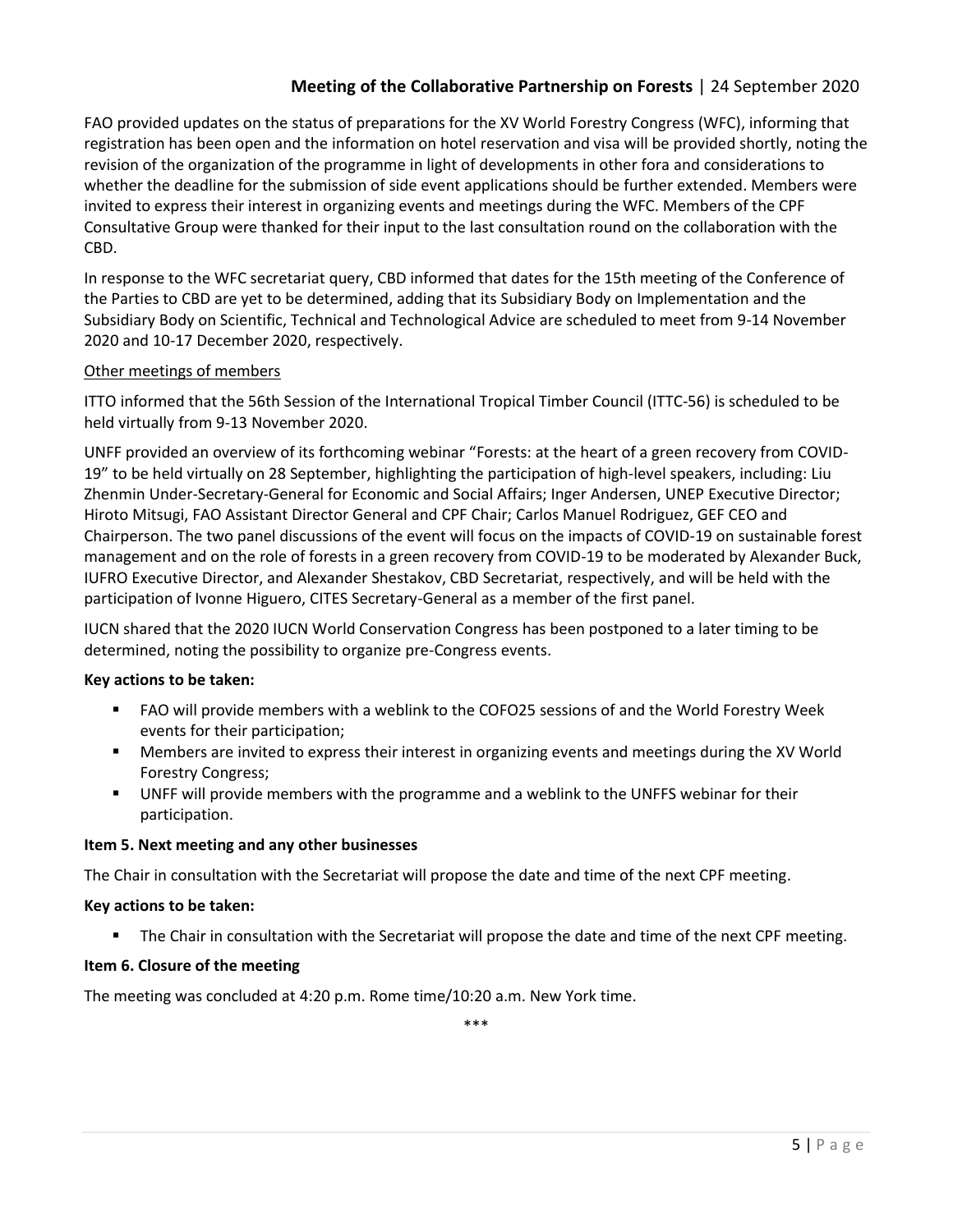FAO provided updates on the status of preparations for the XV World Forestry Congress (WFC), informing that registration has been open and the information on hotel reservation and visa will be provided shortly, noting the revision of the organization of the programme in light of developments in other fora and considerations to whether the deadline for the submission of side event applications should be further extended. Members were invited to express their interest in organizing events and meetings during the WFC. Members of the CPF Consultative Group were thanked for their input to the last consultation round on the collaboration with the CBD.

In response to the WFC secretariat query, CBD informed that dates for the 15th meeting of the Conference of the Parties to CBD are yet to be determined, adding that its Subsidiary Body on Implementation and the Subsidiary Body on Scientific, Technical and Technological Advice are scheduled to meet from 9-14 November 2020 and 10-17 December 2020, respectively.

Other meetings of members

ITTO informed that the 56th Session of the International Tropical Timber Council (ITTC-56) is scheduled to be held virtually from 9-13 November 2020.

UNFF provided an overview of its forthcoming webinar "Forests: at the heart of a green recovery from COVID-19" to be held virtually on 28 September, highlighting the participation of high-level speakers, including: Liu Zhenmin Under-Secretary-General for Economic and Social Affairs; Inger Andersen, UNEP Executive Director; Hiroto Mitsugi, FAO Assistant Director General and CPF Chair; Carlos Manuel Rodriguez, GEF CEO and Chairperson. The two panel discussions of the event will focus on the impacts of COVID-19 on sustainable forest management and on the role of forests in a green recovery from COVID-19 to be moderated by Alexander Buck, IUFRO Executive Director, and Alexander Shestakov, CBD Secretariat, respectively, and will be held with the participation of Ivonne Higuero, CITES Secretary-General as a member of the first panel.

IUCN shared that the 2020 IUCN World Conservation Congress has been postponed to a later timing to be determined, noting the possibility to organize pre-Congress events.

**Key actions to be taken:**

- FAO will provide members with a weblink to the COFO25 sessions of and the World Forestry Week events for their participation;
- Members are invited to express their interest in organizing events and meetings during the XV World Forestry Congress;
- UNFF will provide members with the programme and a weblink to the UNFFS webinar for their participation.

**Item 5. Next meeting and any other businesses**

The Chair in consultation with the Secretariat will propose the date and time of the next CPF meeting.

**Key actions to be taken:**

- The Chair in consultation with the Secretariat will propose the date and time of the next CPF meeting.

**Item 6. Closure of the meeting**

The meeting was concluded at 4:20 p.m. Rome time/10:20 a.m. New York time.

\*\*\*